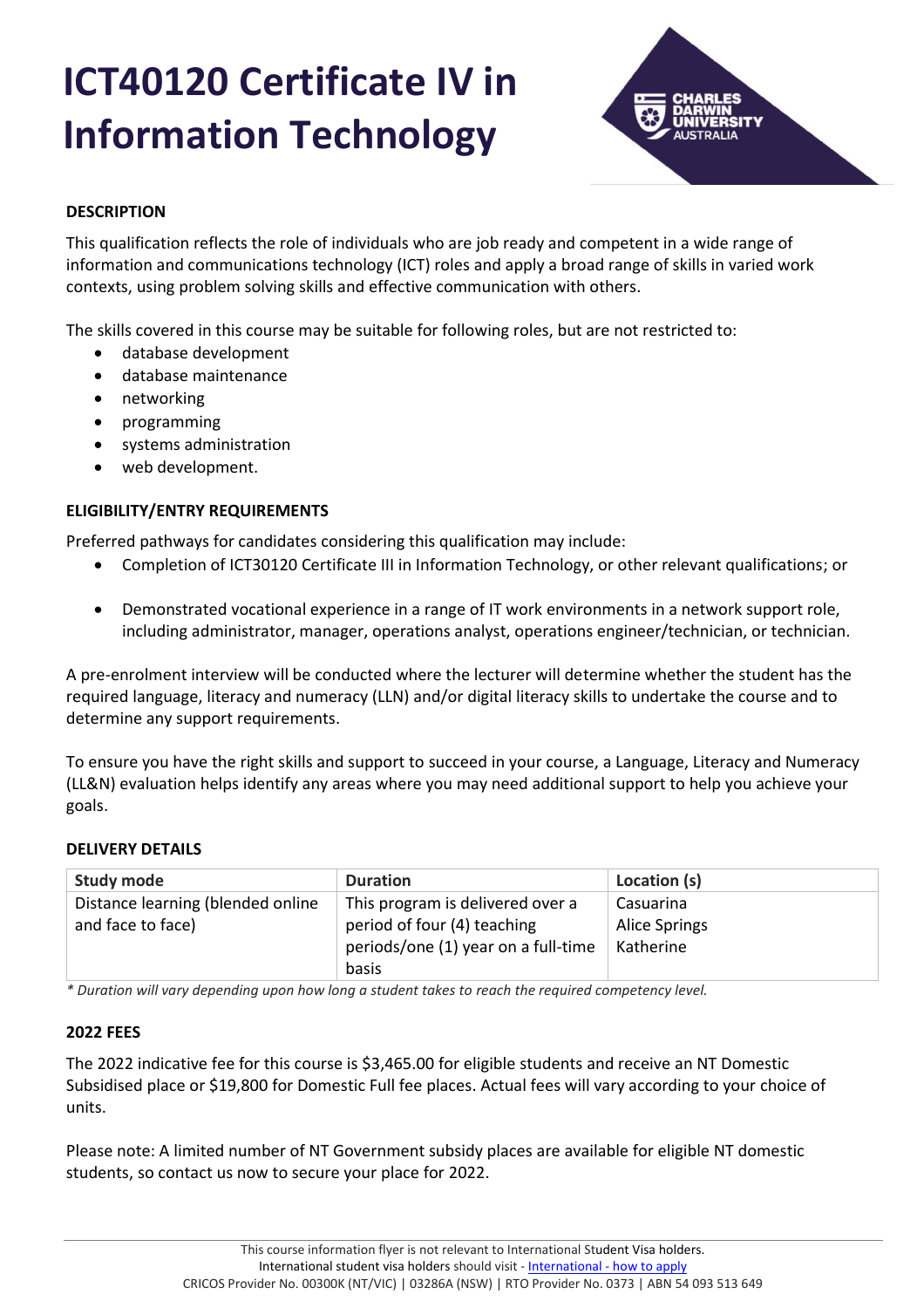# ICT40120 Certificate IV in Information Technology

CHARLES DARWIN UNIVERSITY AUSTRALIA

**DESCRIPTION**

This qualification reflects the role of individuals who are job ready and competent in a wide range of information and communications technology (ICT) roles and apply a broad range of skills in varied work contexts, using problem solving skills and effective communication with others.

The skills covered in this course may be suitable for following roles, but are not restricted to:

- database development
- database maintenance
- networking
- programming
- systems administration
- web development.

**ELIGIBILITY/ENTRY REQUIREMENTS**

Preferred pathways for candidates considering this qualification may include:

- Completion of ICT30120 Certificate III in Information Technology, or other relevant qualifications; or
- Demonstrated vocational experience in a range of IT work environments in a network support role, including administrator, manager, operations analyst, operations engineer/technician, or technician.

A pre-enrolment interview will be conducted where the lecturer will determine whether the student has the required language, literacy and numeracy (LLN) and/or digital literacy skills to undertake the course and to determine any support requirements.

To ensure you have the right skills and support to succeed in your course, a Language, Literacy and Numeracy (LL&N) evaluation helps identify any areas where you may need additional support to help you achieve your goals.

**DELIVERY DETAILS**

| Study mode | Duration | Location (s) |
| --- | --- | --- |
| Distance learning (blended online and face to face) | This program is delivered over a period of four (4) teaching periods/one (1) year on a full-time basis | Casuarina<br>Alice Springs<br>Katherine |

*\* Duration will vary depending upon how long a student takes to reach the required competency level.*

**2022 FEES**

The 2022 indicative fee for this course is $3,465.00 for eligible students and receive an NT Domestic Subsidised place or $19,800 for Domestic Full fee places. Actual fees will vary according to your choice of units.

Please note: A limited number of NT Government subsidy places are available for eligible NT domestic students, so contact us now to secure your place for 2022.

This course information flyer is not relevant to International Student Visa holders.
International student visa holders should visit - International - how to apply
CRICOS Provider No. 00300K (NT/VIC) | 03286A (NSW) | RTO Provider No. 0373 | ABN 54 093 513 649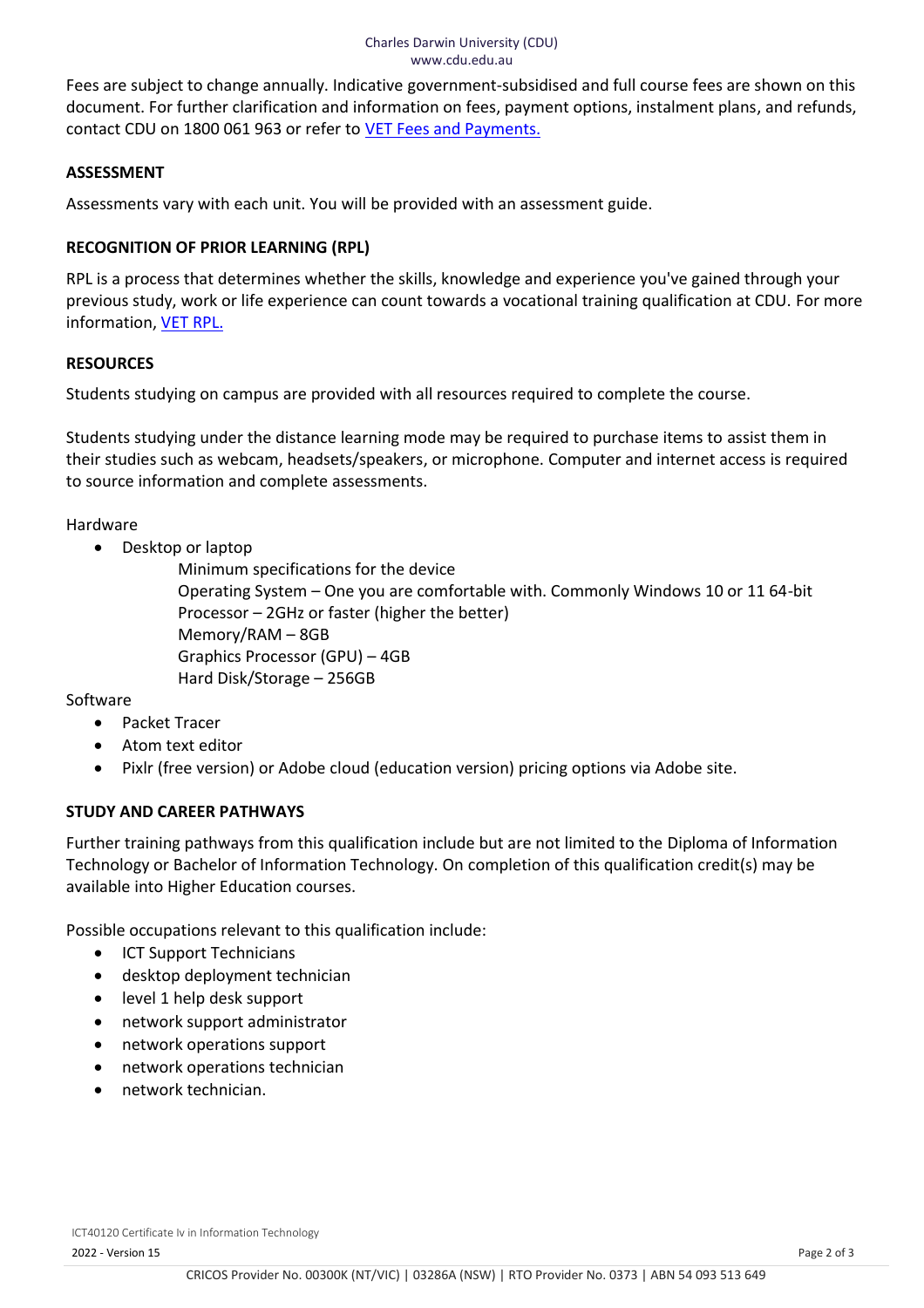Fees are subject to change annually. Indicative government-subsidised and full course fees are shown on this document. For further clarification and information on fees, payment options, instalment plans, and refunds, contact CDU on 1800 061 963 or refer to [VET Fees and Payments.]()

## ASSESSMENT

Assessments vary with each unit. You will be provided with an assessment guide.

## RECOGNITION OF PRIOR LEARNING (RPL)

RPL is a process that determines whether the skills, knowledge and experience you've gained through your previous study, work or life experience can count towards a vocational training qualification at CDU. For more information, [VET RPL.]()

## RESOURCES

Students studying on campus are provided with all resources required to complete the course.

Students studying under the distance learning mode may be required to purchase items to assist them in their studies such as webcam, headsets/speakers, or microphone. Computer and internet access is required to source information and complete assessments.

Hardware

- Desktop or laptop

  Minimum specifications for the device
  Operating System – One you are comfortable with. Commonly Windows 10 or 11 64-bit
  Processor – 2GHz or faster (higher the better)
  Memory/RAM – 8GB
  Graphics Processor (GPU) – 4GB
  Hard Disk/Storage – 256GB

Software

- Packet Tracer
- Atom text editor
- Pixlr (free version) or Adobe cloud (education version) pricing options via Adobe site.

## STUDY AND CAREER PATHWAYS

Further training pathways from this qualification include but are not limited to the Diploma of Information Technology or Bachelor of Information Technology. On completion of this qualification credit(s) may be available into Higher Education courses.

Possible occupations relevant to this qualification include:

- ICT Support Technicians
- desktop deployment technician
- level 1 help desk support
- network support administrator
- network operations support
- network operations technician
- network technician.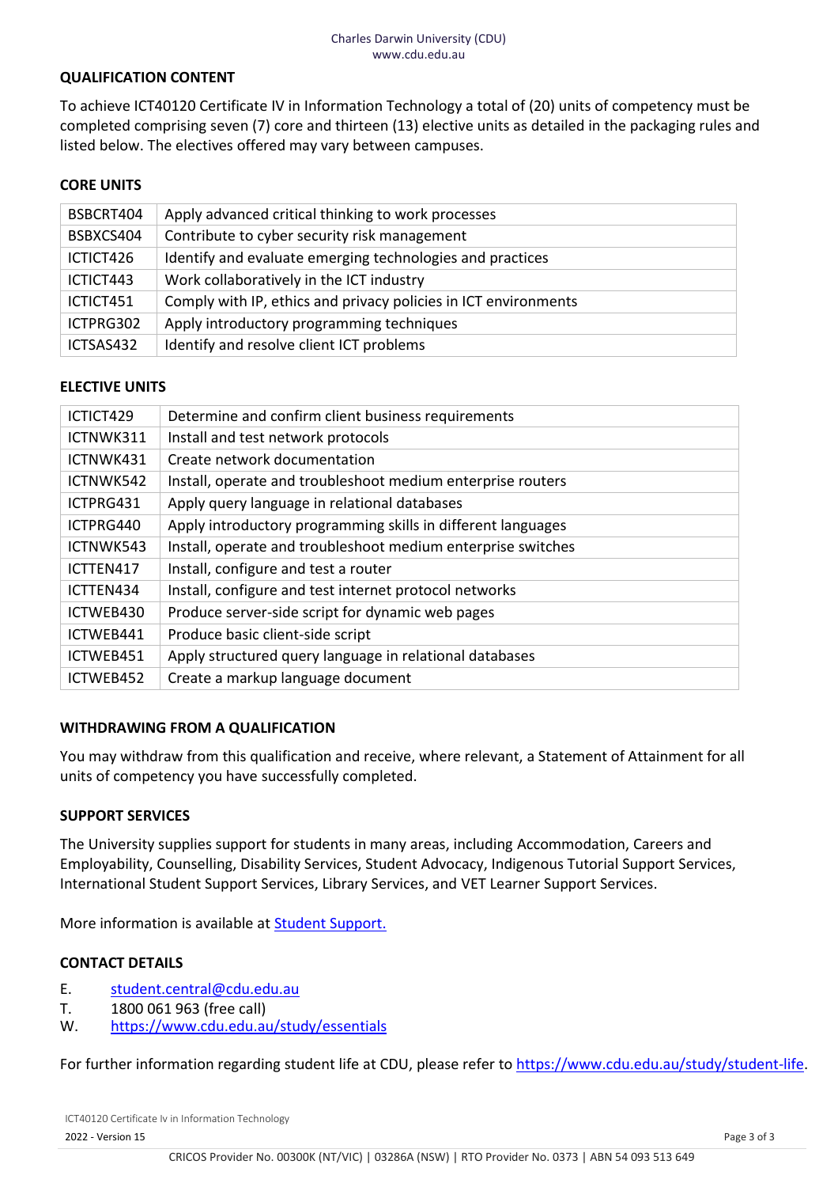## QUALIFICATION CONTENT

To achieve ICT40120 Certificate IV in Information Technology a total of (20) units of competency must be completed comprising seven (7) core and thirteen (13) elective units as detailed in the packaging rules and listed below. The electives offered may vary between campuses.

### CORE UNITS

| | |
|---|---|
| BSBCRT404 | Apply advanced critical thinking to work processes |
| BSBXCS404 | Contribute to cyber security risk management |
| ICTICT426 | Identify and evaluate emerging technologies and practices |
| ICTICT443 | Work collaboratively in the ICT industry |
| ICTICT451 | Comply with IP, ethics and privacy policies in ICT environments |
| ICTPRG302 | Apply introductory programming techniques |
| ICTSAS432 | Identify and resolve client ICT problems |

### ELECTIVE UNITS

| | |
|---|---|
| ICTICT429 | Determine and confirm client business requirements |
| ICTNWK311 | Install and test network protocols |
| ICTNWK431 | Create network documentation |
| ICTNWK542 | Install, operate and troubleshoot medium enterprise routers |
| ICTPRG431 | Apply query language in relational databases |
| ICTPRG440 | Apply introductory programming skills in different languages |
| ICTNWK543 | Install, operate and troubleshoot medium enterprise switches |
| ICTTEN417 | Install, configure and test a router |
| ICTTEN434 | Install, configure and test internet protocol networks |
| ICTWEB430 | Produce server-side script for dynamic web pages |
| ICTWEB441 | Produce basic client-side script |
| ICTWEB451 | Apply structured query language in relational databases |
| ICTWEB452 | Create a markup language document |

## WITHDRAWING FROM A QUALIFICATION

You may withdraw from this qualification and receive, where relevant, a Statement of Attainment for all units of competency you have successfully completed.

## SUPPORT SERVICES

The University supplies support for students in many areas, including Accommodation, Careers and Employability, Counselling, Disability Services, Student Advocacy, Indigenous Tutorial Support Services, International Student Support Services, Library Services, and VET Learner Support Services.

More information is available at Student Support.

## CONTACT DETAILS

E. student.central@cdu.edu.au
T. 1800 061 963 (free call)
W. https://www.cdu.edu.au/study/essentials

For further information regarding student life at CDU, please refer to https://www.cdu.edu.au/study/student-life.